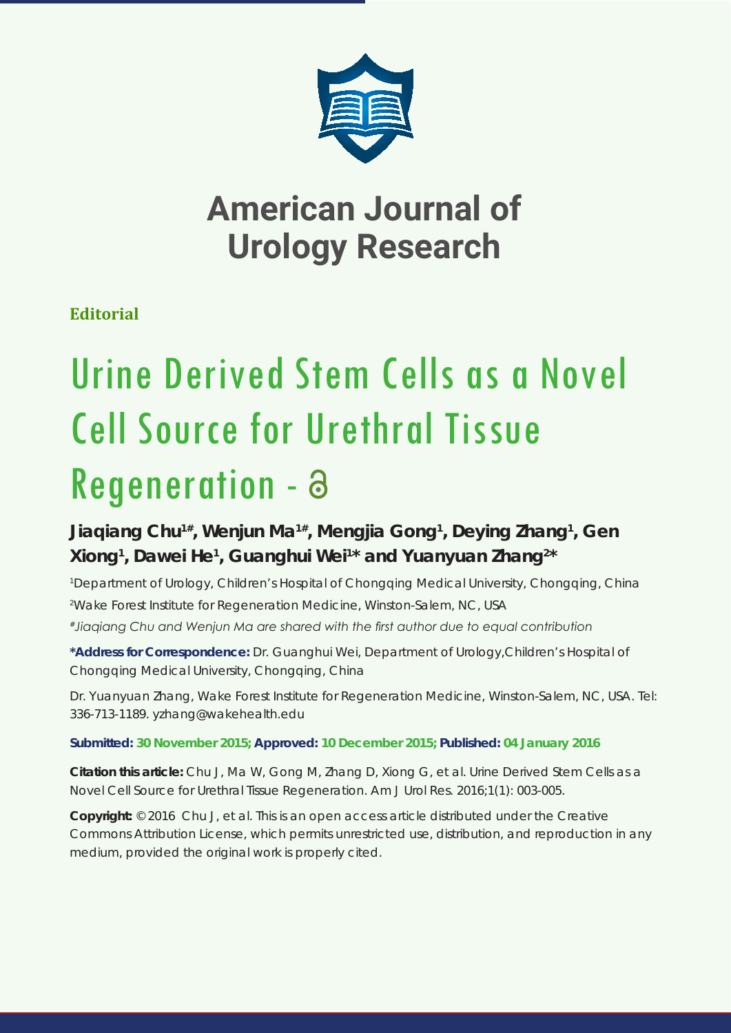# American Journal of Urology Research

**Editorial**

# Urine Derived Stem Cells as a Novel Cell Source for Urethral Tissue Regeneration

**Jiaqiang Chu[1#], Wenjun Ma[1#], Mengjia Gong[1], Deying Zhang[1], Gen Xiong[1], Dawei He[1], Guanghui Wei[1]* and Yuanyuan Zhang[2]***

[1]Department of Urology, Children's Hospital of Chongqing Medical University, Chongqing, China

[2]Wake Forest Institute for Regeneration Medicine, Winston-Salem, NC, USA

*[#]Jiaqiang Chu and Wenjun Ma are shared with the first author due to equal contribution*

**\*Address for Correspondence:** Dr. Guanghui Wei, Department of Urology,Children's Hospital of Chongqing Medical University, Chongqing, China

Dr. Yuanyuan Zhang, Wake Forest Institute for Regeneration Medicine, Winston-Salem, NC, USA. Tel: 336-713-1189. yzhang@wakehealth.edu

**Submitted: 30 November 2015; Approved: 10 December 2015; Published: 04 January 2016**

**Citation this article:** Chu J, Ma W, Gong M, Zhang D, Xiong G, et al. Urine Derived Stem Cells as a Novel Cell Source for Urethral Tissue Regeneration. Am J Urol Res. 2016;1(1): 003-005.

**Copyright:** © 2016 Chu J, et al. This is an open access article distributed under the Creative Commons Attribution License, which permits unrestricted use, distribution, and reproduction in any medium, provided the original work is properly cited.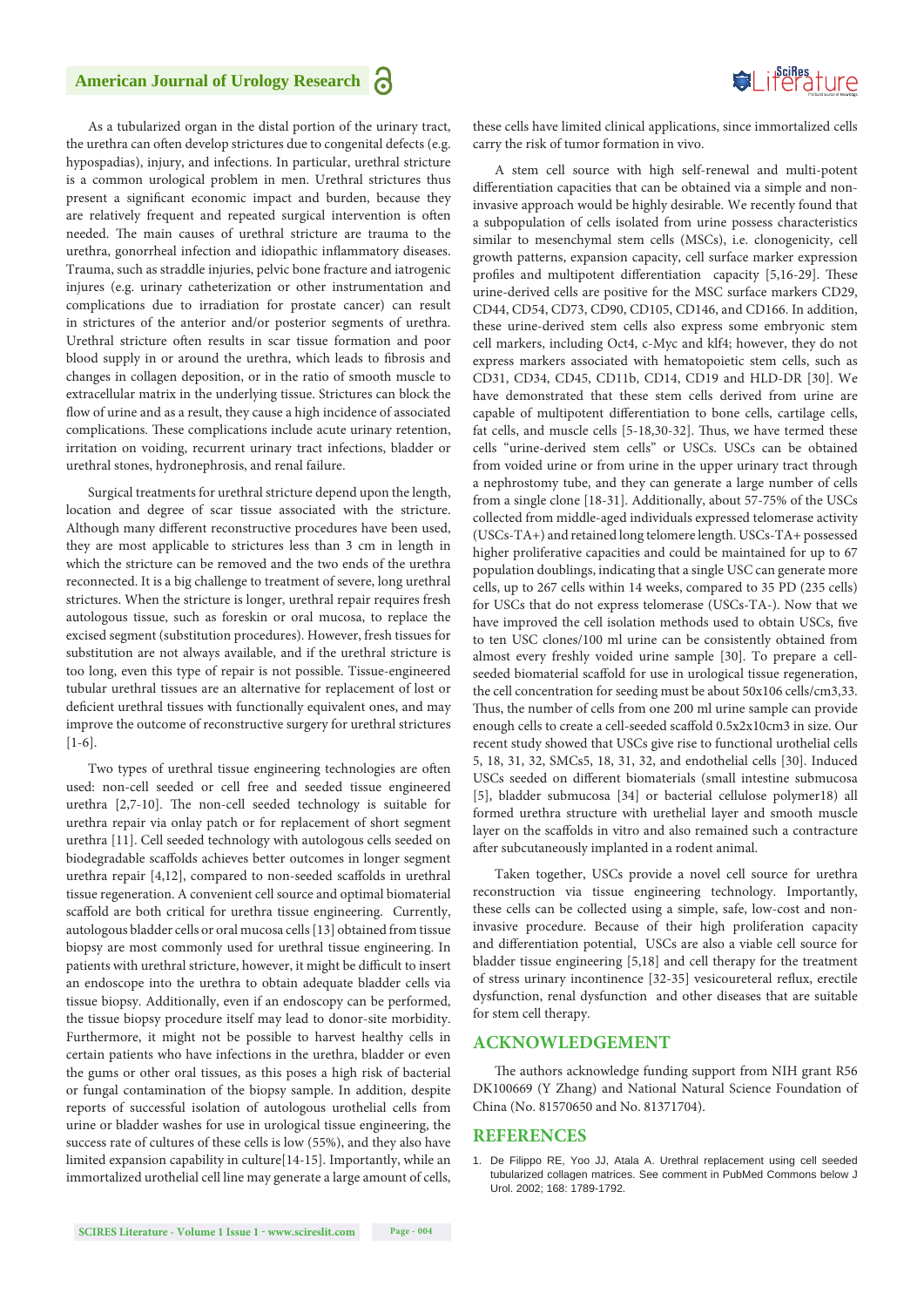As a tubularized organ in the distal portion of the urinary tract, the urethra can often develop strictures due to congenital defects (e.g. hypospadias), injury, and infections. In particular, urethral stricture is a common urological problem in men. Urethral strictures thus present a significant economic impact and burden, because they are relatively frequent and repeated surgical intervention is often needed. The main causes of urethral stricture are trauma to the urethra, gonorrheal infection and idiopathic inflammatory diseases. Trauma, such as straddle injuries, pelvic bone fracture and iatrogenic injures (e.g. urinary catheterization or other instrumentation and complications due to irradiation for prostate cancer) can result in strictures of the anterior and/or posterior segments of urethra. Urethral stricture often results in scar tissue formation and poor blood supply in or around the urethra, which leads to fibrosis and changes in collagen deposition, or in the ratio of smooth muscle to extracellular matrix in the underlying tissue. Strictures can block the flow of urine and as a result, they cause a high incidence of associated complications. These complications include acute urinary retention, irritation on voiding, recurrent urinary tract infections, bladder or urethral stones, hydronephrosis, and renal failure.

Surgical treatments for urethral stricture depend upon the length, location and degree of scar tissue associated with the stricture. Although many different reconstructive procedures have been used, they are most applicable to strictures less than 3 cm in length in which the stricture can be removed and the two ends of the urethra reconnected. It is a big challenge to treatment of severe, long urethral strictures. When the stricture is longer, urethral repair requires fresh autologous tissue, such as foreskin or oral mucosa, to replace the excised segment (substitution procedures). However, fresh tissues for substitution are not always available, and if the urethral stricture is too long, even this type of repair is not possible. Tissue-engineered tubular urethral tissues are an alternative for replacement of lost or deficient urethral tissues with functionally equivalent ones, and may improve the outcome of reconstructive surgery for urethral strictures [1-6].

Two types of urethral tissue engineering technologies are often used: non-cell seeded or cell free and seeded tissue engineered urethra [2,7-10]. The non-cell seeded technology is suitable for urethra repair via onlay patch or for replacement of short segment urethra [11]. Cell seeded technology with autologous cells seeded on biodegradable scaffolds achieves better outcomes in longer segment urethra repair [4,12], compared to non-seeded scaffolds in urethral tissue regeneration. A convenient cell source and optimal biomaterial scaffold are both critical for urethra tissue engineering. Currently, autologous bladder cells or oral mucosa cells [13] obtained from tissue biopsy are most commonly used for urethral tissue engineering. In patients with urethral stricture, however, it might be difficult to insert an endoscope into the urethra to obtain adequate bladder cells via tissue biopsy. Additionally, even if an endoscopy can be performed, the tissue biopsy procedure itself may lead to donor-site morbidity. Furthermore, it might not be possible to harvest healthy cells in certain patients who have infections in the urethra, bladder or even the gums or other oral tissues, as this poses a high risk of bacterial or fungal contamination of the biopsy sample. In addition, despite reports of successful isolation of autologous urothelial cells from urine or bladder washes for use in urological tissue engineering, the success rate of cultures of these cells is low (55%), and they also have limited expansion capability in culture[14-15]. Importantly, while an immortalized urothelial cell line may generate a large amount of cells, these cells have limited clinical applications, since immortalized cells carry the risk of tumor formation in vivo.

A stem cell source with high self-renewal and multi-potent differentiation capacities that can be obtained via a simple and non-invasive approach would be highly desirable. We recently found that a subpopulation of cells isolated from urine possess characteristics similar to mesenchymal stem cells (MSCs), i.e. clonogenicity, cell growth patterns, expansion capacity, cell surface marker expression profiles and multipotent differentiation capacity [5,16-29]. These urine-derived cells are positive for the MSC surface markers CD29, CD44, CD54, CD73, CD90, CD105, CD146, and CD166. In addition, these urine-derived stem cells also express some embryonic stem cell markers, including Oct4, c-Myc and klf4; however, they do not express markers associated with hematopoietic stem cells, such as CD31, CD34, CD45, CD11b, CD14, CD19 and HLD-DR [30]. We have demonstrated that these stem cells derived from urine are capable of multipotent differentiation to bone cells, cartilage cells, fat cells, and muscle cells [5-18,30-32]. Thus, we have termed these cells "urine-derived stem cells" or USCs. USCs can be obtained from voided urine or from urine in the upper urinary tract through a nephrostomy tube, and they can generate a large number of cells from a single clone [18-31]. Additionally, about 57-75% of the USCs collected from middle-aged individuals expressed telomerase activity (USCs-TA+) and retained long telomere length. USCs-TA+ possessed higher proliferative capacities and could be maintained for up to 67 population doublings, indicating that a single USC can generate more cells, up to 267 cells within 14 weeks, compared to 35 PD (235 cells) for USCs that do not express telomerase (USCs-TA-). Now that we have improved the cell isolation methods used to obtain USCs, five to ten USC clones/100 ml urine can be consistently obtained from almost every freshly voided urine sample [30]. To prepare a cell-seeded biomaterial scaffold for use in urological tissue regeneration, the cell concentration for seeding must be about 50x106 cells/cm3,33. Thus, the number of cells from one 200 ml urine sample can provide enough cells to create a cell-seeded scaffold 0.5x2x10cm3 in size. Our recent study showed that USCs give rise to functional urothelial cells 5, 18, 31, 32, SMCs5, 18, 31, 32, and endothelial cells [30]. Induced USCs seeded on different biomaterials (small intestine submucosa [5], bladder submucosa [34] or bacterial cellulose polymer18) all formed urethra structure with urethelial layer and smooth muscle layer on the scaffolds in vitro and also remained such a contracture after subcutaneously implanted in a rodent animal.

Taken together, USCs provide a novel cell source for urethra reconstruction via tissue engineering technology. Importantly, these cells can be collected using a simple, safe, low-cost and non-invasive procedure. Because of their high proliferation capacity and differentiation potential, USCs are also a viable cell source for bladder tissue engineering [5,18] and cell therapy for the treatment of stress urinary incontinence [32-35] vesicoureteral reflux, erectile dysfunction, renal dysfunction and other diseases that are suitable for stem cell therapy.

## ACKNOWLEDGEMENT

The authors acknowledge funding support from NIH grant R56 DK100669 (Y Zhang) and National Natural Science Foundation of China (No. 81570650 and No. 81371704).

## REFERENCES

1. De Filippo RE, Yoo JJ, Atala A. Urethral replacement using cell seeded tubularized collagen matrices. See comment in PubMed Commons below J Urol. 2002; 168: 1789-1792.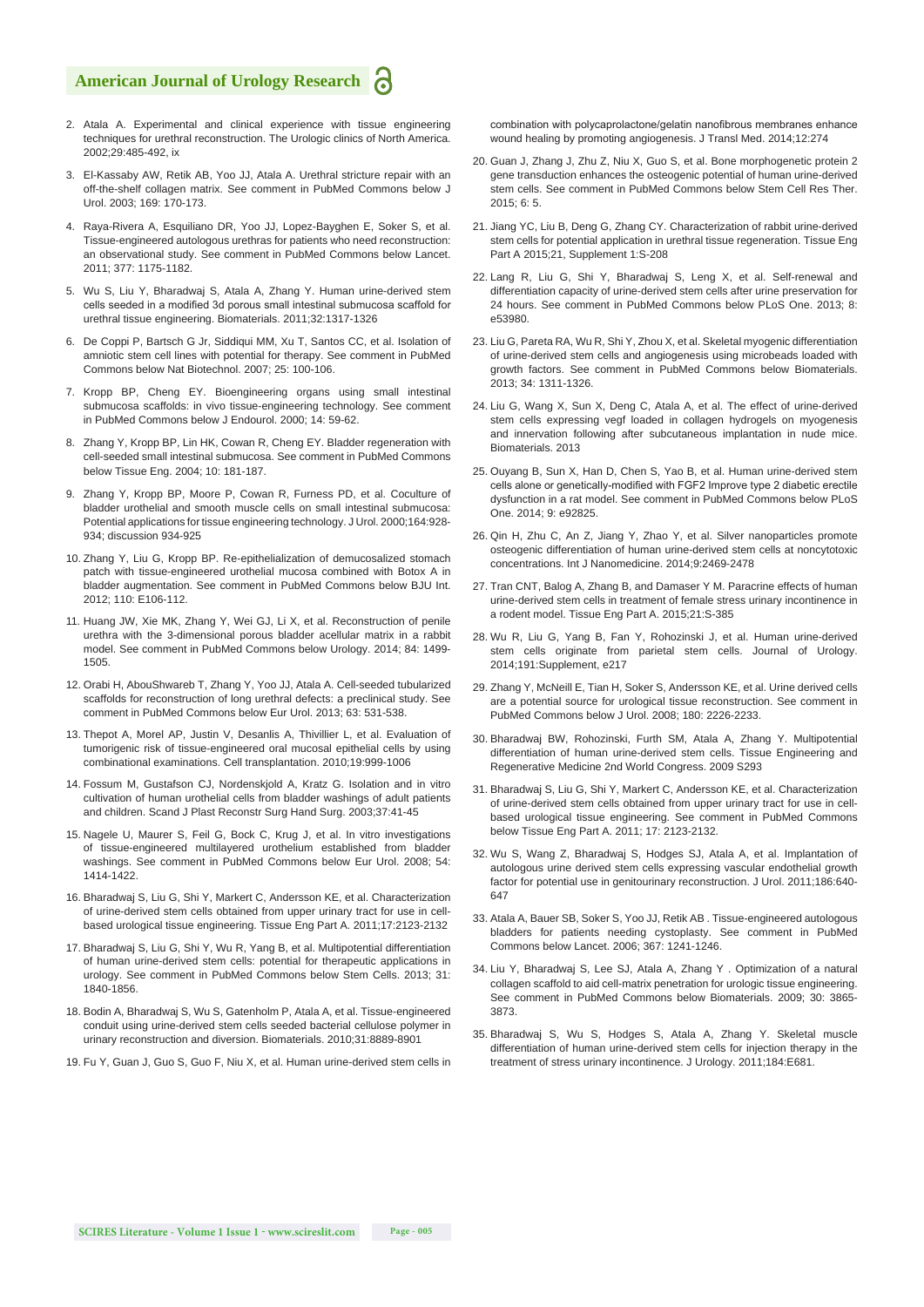2. Atala A. Experimental and clinical experience with tissue engineering techniques for urethral reconstruction. The Urologic clinics of North America. 2002;29:485-492, ix

3. El-Kassaby AW, Retik AB, Yoo JJ, Atala A. Urethral stricture repair with an off-the-shelf collagen matrix. See comment in PubMed Commons below J Urol. 2003; 169: 170-173.

4. Raya-Rivera A, Esquiliano DR, Yoo JJ, Lopez-Bayghen E, Soker S, et al. Tissue-engineered autologous urethras for patients who need reconstruction: an observational study. See comment in PubMed Commons below Lancet. 2011; 377: 1175-1182.

5. Wu S, Liu Y, Bharadwaj S, Atala A, Zhang Y. Human urine-derived stem cells seeded in a modified 3d porous small intestinal submucosa scaffold for urethral tissue engineering. Biomaterials. 2011;32:1317-1326

6. De Coppi P, Bartsch G Jr, Siddiqui MM, Xu T, Santos CC, et al. Isolation of amniotic stem cell lines with potential for therapy. See comment in PubMed Commons below Nat Biotechnol. 2007; 25: 100-106.

7. Kropp BP, Cheng EY. Bioengineering organs using small intestinal submucosa scaffolds: in vivo tissue-engineering technology. See comment in PubMed Commons below J Endourol. 2000; 14: 59-62.

8. Zhang Y, Kropp BP, Lin HK, Cowan R, Cheng EY. Bladder regeneration with cell-seeded small intestinal submucosa. See comment in PubMed Commons below Tissue Eng. 2004; 10: 181-187.

9. Zhang Y, Kropp BP, Moore P, Cowan R, Furness PD, et al. Coculture of bladder urothelial and smooth muscle cells on small intestinal submucosa: Potential applications for tissue engineering technology. J Urol. 2000;164:928-934; discussion 934-925

10. Zhang Y, Liu G, Kropp BP. Re-epithelialization of demucosalized stomach patch with tissue-engineered urothelial mucosa combined with Botox A in bladder augmentation. See comment in PubMed Commons below BJU Int. 2012; 110: E106-112.

11. Huang JW, Xie MK, Zhang Y, Wei GJ, Li X, et al. Reconstruction of penile urethra with the 3-dimensional porous bladder acellular matrix in a rabbit model. See comment in PubMed Commons below Urology. 2014; 84: 1499-1505.

12. Orabi H, AbouShwareb T, Zhang Y, Yoo JJ, Atala A. Cell-seeded tubularized scaffolds for reconstruction of long urethral defects: a preclinical study. See comment in PubMed Commons below Eur Urol. 2013; 63: 531-538.

13. Thepot A, Morel AP, Justin V, Desanlis A, Thivillier L, et al. Evaluation of tumorigenic risk of tissue-engineered oral mucosal epithelial cells by using combinational examinations. Cell transplantation. 2010;19:999-1006

14. Fossum M, Gustafson CJ, Nordenskjold A, Kratz G. Isolation and in vitro cultivation of human urothelial cells from bladder washings of adult patients and children. Scand J Plast Reconstr Surg Hand Surg. 2003;37:41-45

15. Nagele U, Maurer S, Feil G, Bock C, Krug J, et al. In vitro investigations of tissue-engineered multilayered urothelium established from bladder washings. See comment in PubMed Commons below Eur Urol. 2008; 54: 1414-1422.

16. Bharadwaj S, Liu G, Shi Y, Markert C, Andersson KE, et al. Characterization of urine-derived stem cells obtained from upper urinary tract for use in cell-based urological tissue engineering. Tissue Eng Part A. 2011;17:2123-2132

17. Bharadwaj S, Liu G, Shi Y, Wu R, Yang B, et al. Multipotential differentiation of human urine-derived stem cells: potential for therapeutic applications in urology. See comment in PubMed Commons below Stem Cells. 2013; 31: 1840-1856.

18. Bodin A, Bharadwaj S, Wu S, Gatenholm P, Atala A, et al. Tissue-engineered conduit using urine-derived stem cells seeded bacterial cellulose polymer in urinary reconstruction and diversion. Biomaterials. 2010;31:8889-8901

19. Fu Y, Guan J, Guo S, Guo F, Niu X, et al. Human urine-derived stem cells in combination with polycaprolactone/gelatin nanofibrous membranes enhance wound healing by promoting angiogenesis. J Transl Med. 2014;12:274

20. Guan J, Zhang J, Zhu Z, Niu X, Guo S, et al. Bone morphogenetic protein 2 gene transduction enhances the osteogenic potential of human urine-derived stem cells. See comment in PubMed Commons below Stem Cell Res Ther. 2015; 6: 5.

21. Jiang YC, Liu B, Deng G, Zhang CY. Characterization of rabbit urine-derived stem cells for potential application in urethral tissue regeneration. Tissue Eng Part A 2015;21, Supplement 1:S-208

22. Lang R, Liu G, Shi Y, Bharadwaj S, Leng X, et al. Self-renewal and differentiation capacity of urine-derived stem cells after urine preservation for 24 hours. See comment in PubMed Commons below PLoS One. 2013; 8: e53980.

23. Liu G, Pareta RA, Wu R, Shi Y, Zhou X, et al. Skeletal myogenic differentiation of urine-derived stem cells and angiogenesis using microbeads loaded with growth factors. See comment in PubMed Commons below Biomaterials. 2013; 34: 1311-1326.

24. Liu G, Wang X, Sun X, Deng C, Atala A, et al. The effect of urine-derived stem cells expressing vegf loaded in collagen hydrogels on myogenesis and innervation following after subcutaneous implantation in nude mice. Biomaterials. 2013

25. Ouyang B, Sun X, Han D, Chen S, Yao B, et al. Human urine-derived stem cells alone or genetically-modified with FGF2 Improve type 2 diabetic erectile dysfunction in a rat model. See comment in PubMed Commons below PLoS One. 2014; 9: e92825.

26. Qin H, Zhu C, An Z, Jiang Y, Zhao Y, et al. Silver nanoparticles promote osteogenic differentiation of human urine-derived stem cells at noncytotoxic concentrations. Int J Nanomedicine. 2014;9:2469-2478

27. Tran CNT, Balog A, Zhang B, and Damaser Y M. Paracrine effects of human urine-derived stem cells in treatment of female stress urinary incontinence in a rodent model. Tissue Eng Part A. 2015;21:S-385

28. Wu R, Liu G, Yang B, Fan Y, Rohozinski J, et al. Human urine-derived stem cells originate from parietal stem cells. Journal of Urology. 2014;191:Supplement, e217

29. Zhang Y, McNeill E, Tian H, Soker S, Andersson KE, et al. Urine derived cells are a potential source for urological tissue reconstruction. See comment in PubMed Commons below J Urol. 2008; 180: 2226-2233.

30. Bharadwaj BW, Rohozinski, Furth SM, Atala A, Zhang Y. Multipotential differentiation of human urine-derived stem cells. Tissue Engineering and Regenerative Medicine 2nd World Congress. 2009 S293

31. Bharadwaj S, Liu G, Shi Y, Markert C, Andersson KE, et al. Characterization of urine-derived stem cells obtained from upper urinary tract for use in cell-based urological tissue engineering. See comment in PubMed Commons below Tissue Eng Part A. 2011; 17: 2123-2132.

32. Wu S, Wang Z, Bharadwaj S, Hodges SJ, Atala A, et al. Implantation of autologous urine derived stem cells expressing vascular endothelial growth factor for potential use in genitourinary reconstruction. J Urol. 2011;186:640-647

33. Atala A, Bauer SB, Soker S, Yoo JJ, Retik AB . Tissue-engineered autologous bladders for patients needing cystoplasty. See comment in PubMed Commons below Lancet. 2006; 367: 1241-1246.

34. Liu Y, Bharadwaj S, Lee SJ, Atala A, Zhang Y . Optimization of a natural collagen scaffold to aid cell-matrix penetration for urologic tissue engineering. See comment in PubMed Commons below Biomaterials. 2009; 30: 3865-3873.

35. Bharadwaj S, Wu S, Hodges S, Atala A, Zhang Y. Skeletal muscle differentiation of human urine-derived stem cells for injection therapy in the treatment of stress urinary incontinence. J Urology. 2011;184:E681.